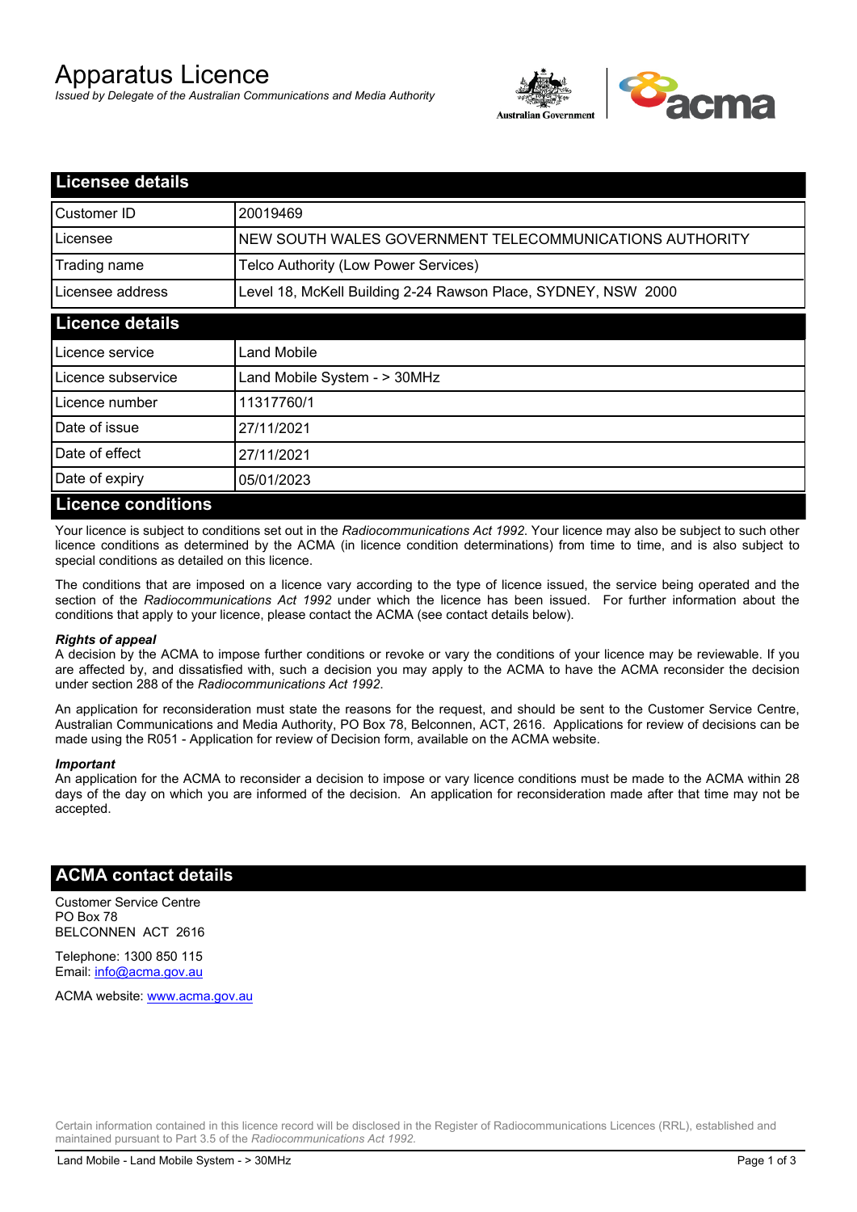# Apparatus Licence

*Issued by Delegate of the Australian Communications and Media Authority*

## Licensee details

| | |
|---|---|
| Customer ID | 20019469 |
| Licensee | NEW SOUTH WALES GOVERNMENT TELECOMMUNICATIONS AUTHORITY |
| Trading name | Telco Authority (Low Power Services) |
| Licensee address | Level 18, McKell Building 2-24 Rawson Place, SYDNEY, NSW 2000 |

## Licence details

| | |
|---|---|
| Licence service | Land Mobile |
| Licence subservice | Land Mobile System - > 30MHz |
| Licence number | 11317760/1 |
| Date of issue | 27/11/2021 |
| Date of effect | 27/11/2021 |
| Date of expiry | 05/01/2023 |

## Licence conditions

Your licence is subject to conditions set out in the *Radiocommunications Act 1992*. Your licence may also be subject to such other licence conditions as determined by the ACMA (in licence condition determinations) from time to time, and is also subject to special conditions as detailed on this licence.

The conditions that are imposed on a licence vary according to the type of licence issued, the service being operated and the section of the *Radiocommunications Act 1992* under which the licence has been issued. For further information about the conditions that apply to your licence, please contact the ACMA (see contact details below).

### *Rights of appeal*

A decision by the ACMA to impose further conditions or revoke or vary the conditions of your licence may be reviewable. If you are affected by, and dissatisfied with, such a decision you may apply to the ACMA to have the ACMA reconsider the decision under section 288 of the *Radiocommunications Act 1992*.

An application for reconsideration must state the reasons for the request, and should be sent to the Customer Service Centre, Australian Communications and Media Authority, PO Box 78, Belconnen, ACT, 2616. Applications for review of decisions can be made using the R051 - Application for review of Decision form, available on the ACMA website.

### *Important*

An application for the ACMA to reconsider a decision to impose or vary licence conditions must be made to the ACMA within 28 days of the day on which you are informed of the decision. An application for reconsideration made after that time may not be accepted.

## ACMA contact details

Customer Service Centre
PO Box 78
BELCONNEN ACT 2616

Telephone: 1300 850 115
Email: info@acma.gov.au

ACMA website: www.acma.gov.au

Certain information contained in this licence record will be disclosed in the Register of Radiocommunications Licences (RRL), established and maintained pursuant to Part 3.5 of the *Radiocommunications Act 1992.*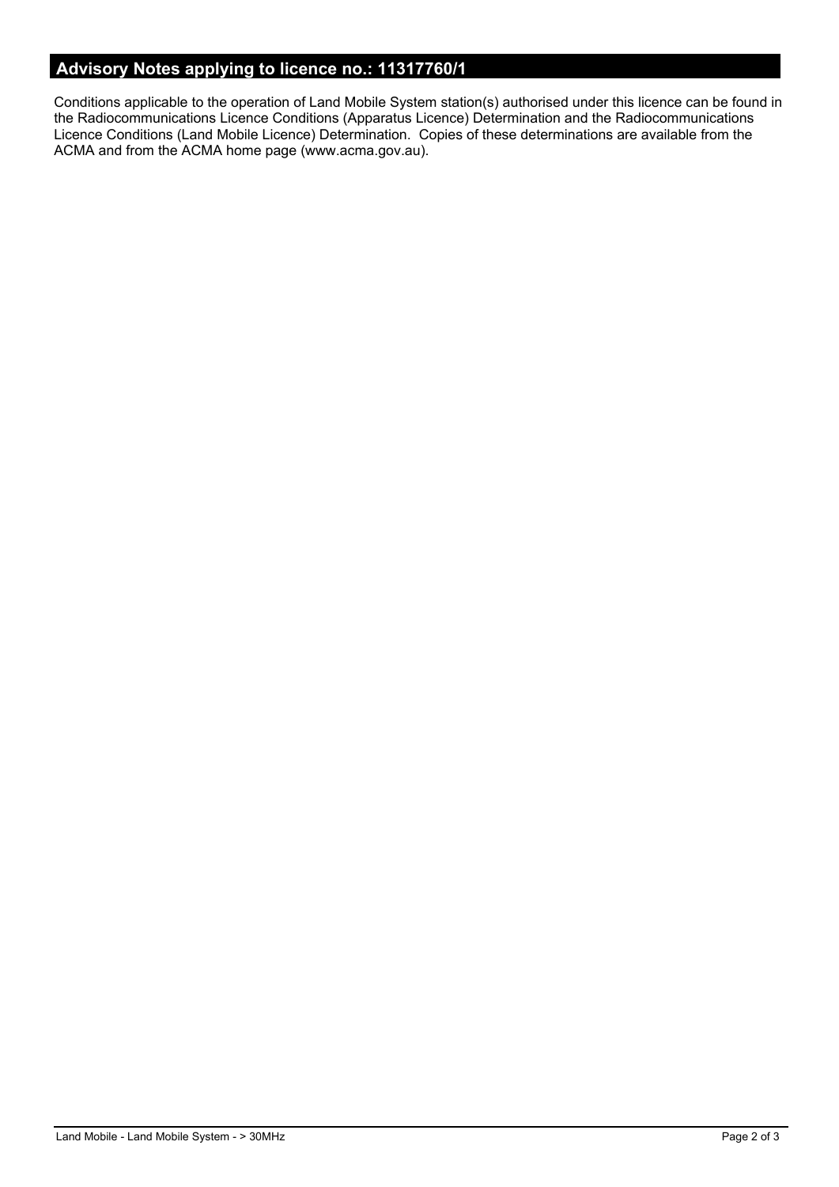## Advisory Notes applying to licence no.: 11317760/1

Conditions applicable to the operation of Land Mobile System station(s) authorised under this licence can be found in the Radiocommunications Licence Conditions (Apparatus Licence) Determination and the Radiocommunications Licence Conditions (Land Mobile Licence) Determination. Copies of these determinations are available from the ACMA and from the ACMA home page (www.acma.gov.au).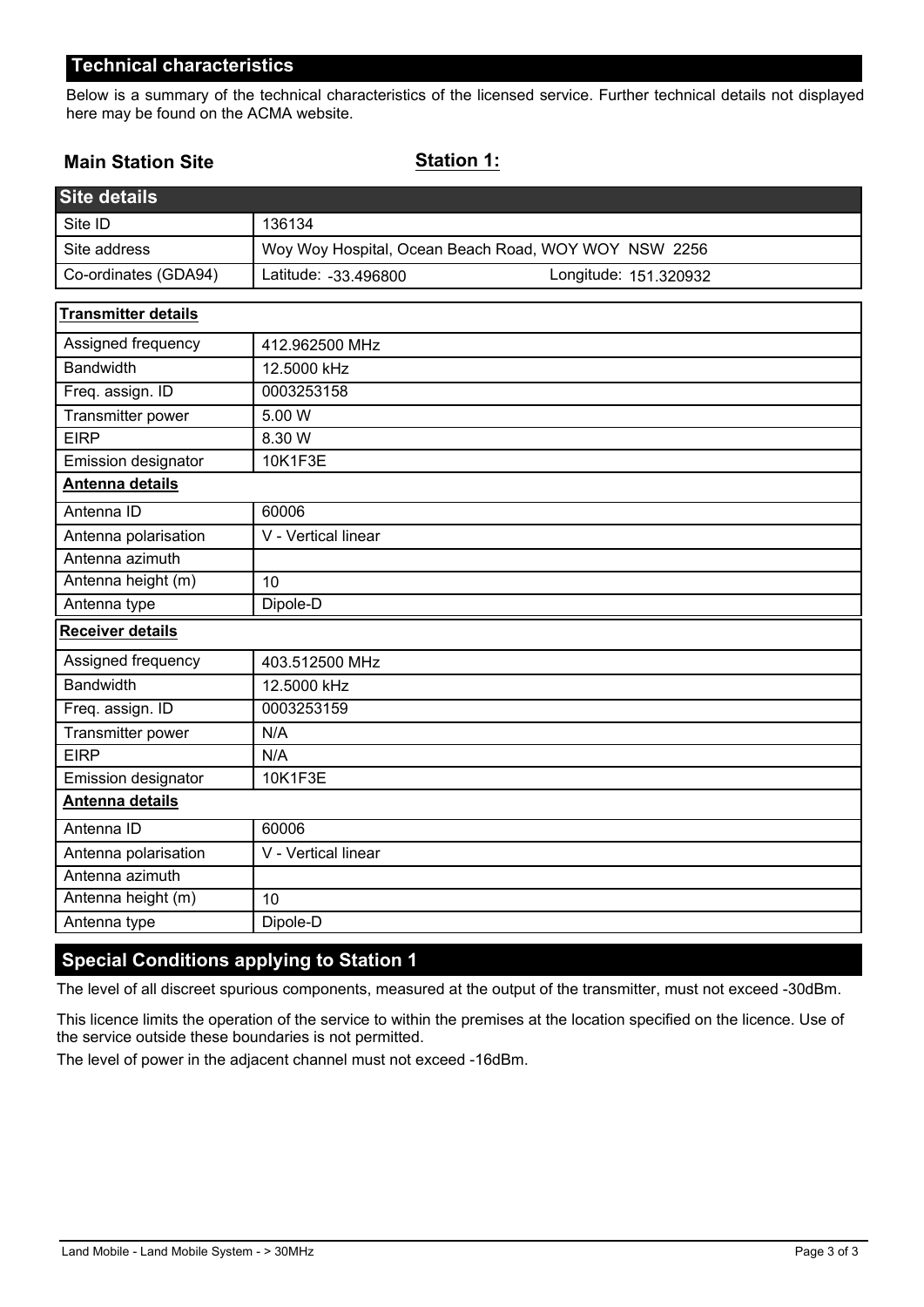## Technical characteristics

Below is a summary of the technical characteristics of the licensed service. Further technical details not displayed here may be found on the ACMA website.

**Main Station Site** **Station 1:**

| Site details | |
|---|---|
| Site ID | 136134 |
| Site address | Woy Woy Hospital, Ocean Beach Road, WOY WOY NSW 2256 |
| Co-ordinates (GDA94) | Latitude: -33.496800 Longitude: 151.320932 |

| Transmitter details | |
|---|---|
| Assigned frequency | 412.962500 MHz |
| Bandwidth | 12.5000 kHz |
| Freq. assign. ID | 0003253158 |
| Transmitter power | 5.00 W |
| EIRP | 8.30 W |
| Emission designator | 10K1F3E |
| **Antenna details** | |
| Antenna ID | 60006 |
| Antenna polarisation | V - Vertical linear |
| Antenna azimuth | |
| Antenna height (m) | 10 |
| Antenna type | Dipole-D |

| Receiver details | |
|---|---|
| Assigned frequency | 403.512500 MHz |
| Bandwidth | 12.5000 kHz |
| Freq. assign. ID | 0003253159 |
| Transmitter power | N/A |
| EIRP | N/A |
| Emission designator | 10K1F3E |
| **Antenna details** | |
| Antenna ID | 60006 |
| Antenna polarisation | V - Vertical linear |
| Antenna azimuth | |
| Antenna height (m) | 10 |
| Antenna type | Dipole-D |

## Special Conditions applying to Station 1

The level of all discreet spurious components, measured at the output of the transmitter, must not exceed -30dBm.

This licence limits the operation of the service to within the premises at the location specified on the licence. Use of the service outside these boundaries is not permitted.

The level of power in the adjacent channel must not exceed -16dBm.